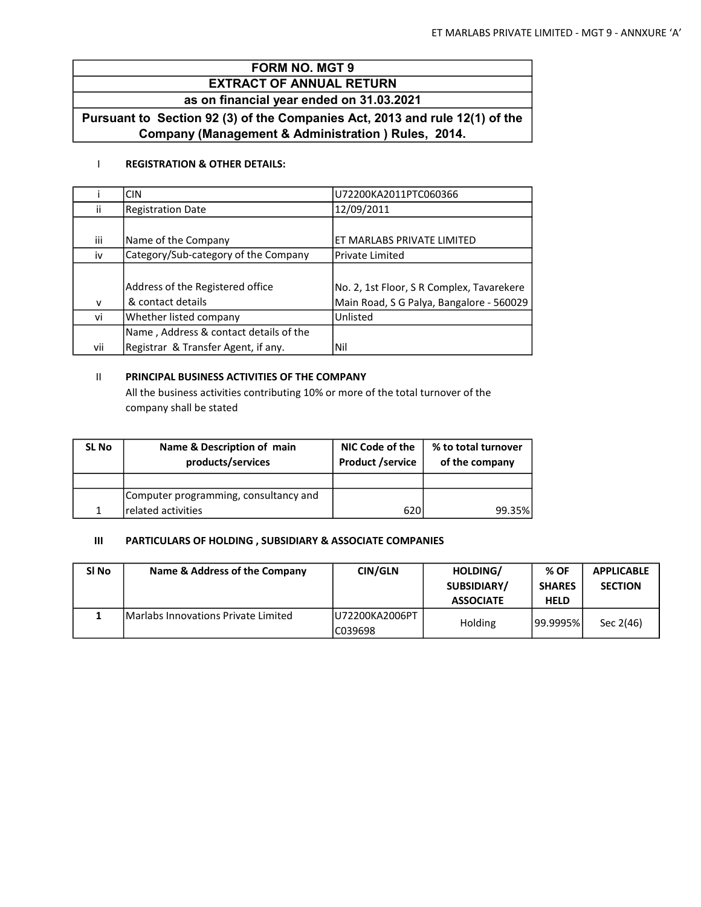# FORM NO. MGT 9

## EXTRACT OF ANNUAL RETURN

### as on financial year ended on 31.03.2021

**Pursuant to Section 92 (3) of the Companies Act, 2013 and rule 12(1) of the Company (Management & Administration ) Rules, 2014.**

I **REGISTRATION & OTHER DETAILS:**

| | | |
|---|---|---|
| i | CIN | U72200KA2011PTC060366 |
| ii | Registration Date | 12/09/2011 |
| iii | Name of the Company | ET MARLABS PRIVATE LIMITED |
| iv | Category/Sub-category of the Company | Private Limited |
| v | Address of the Registered office & contact details | No. 2, 1st Floor, S R Complex, Tavarekere Main Road, S G Palya, Bangalore - 560029 |
| vi | Whether listed company | Unlisted |
| vii | Name , Address & contact details of the Registrar & Transfer Agent, if any. | Nil |

II **PRINCIPAL BUSINESS ACTIVITIES OF THE COMPANY**

All the business activities contributing 10% or more of the total turnover of the company shall be stated

| SL No | Name & Description of main products/services | NIC Code of the Product /service | % to total turnover of the company |
|---|---|---|---|
| | | | |
| 1 | Computer programming, consultancy and related activities | 620 | 99.35% |

III **PARTICULARS OF HOLDING , SUBSIDIARY & ASSOCIATE COMPANIES**

| Sl No | Name & Address of the Company | CIN/GLN | HOLDING/ SUBSIDIARY/ ASSOCIATE | % OF SHARES HELD | APPLICABLE SECTION |
|---|---|---|---|---|---|
| **1** | Marlabs Innovations Private Limited | U72200KA2006PTC039698 | Holding | 99.9995% | Sec 2(46) |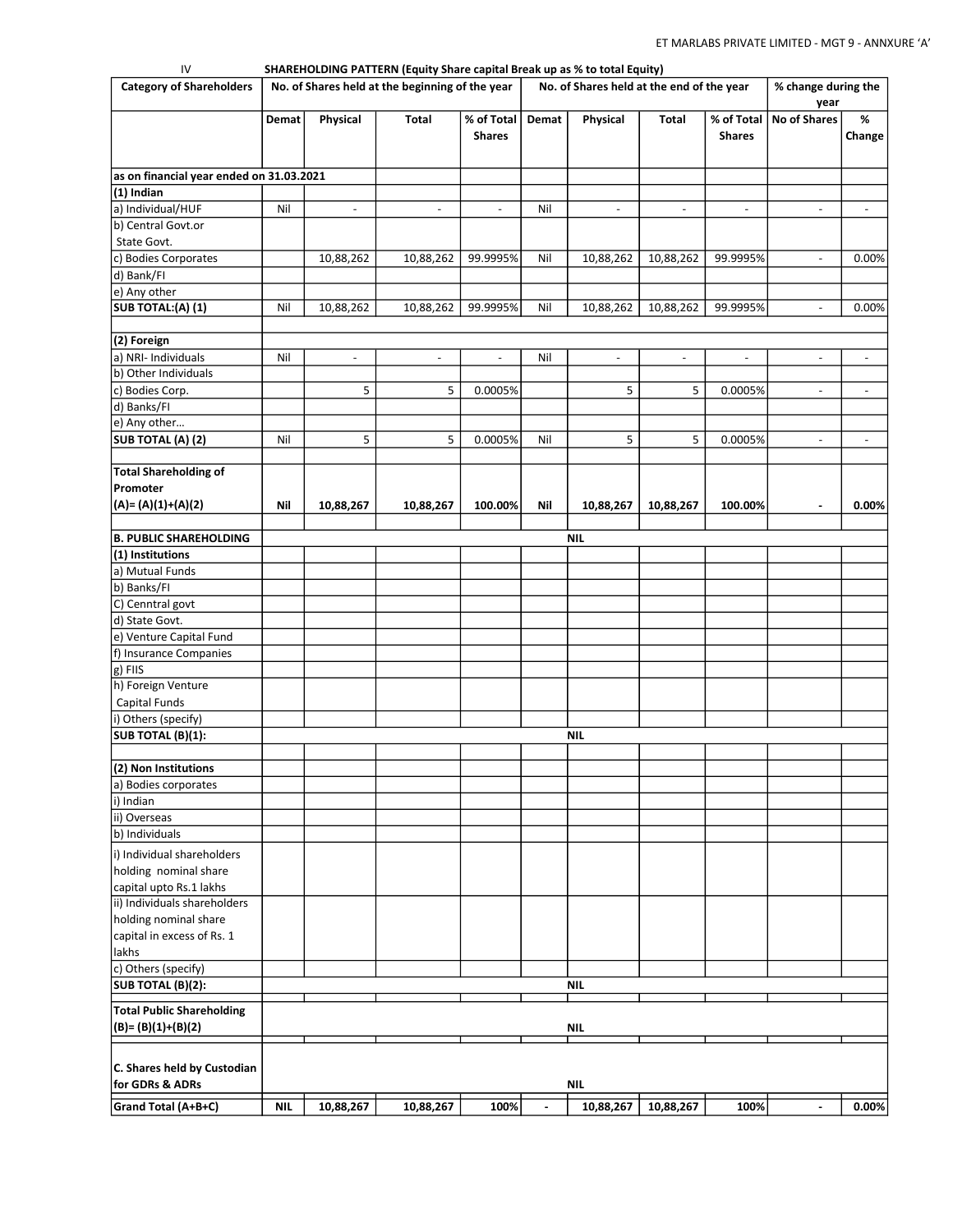IV **SHAREHOLDING PATTERN (Equity Share capital Break up as % to total Equity)**

| Category of Shareholders | No. of Shares held at the beginning of the year | | | | No. of Shares held at the end of the year | | | | % change during the year | |
|---|---|---|---|---|---|---|---|---|---|---|
| | Demat | Physical | Total | % of Total Shares | Demat | Physical | Total | % of Total Shares | No of Shares | % Change |
| **as on financial year ended on 31.03.2021** | | | | | | | | | | |
| **(1) Indian** | | | | | | | | | | |
| a) Individual/HUF | Nil | - | - | - | Nil | - | - | - | - | - |
| b) Central Govt.or State Govt. | | | | | | | | | | |
| c) Bodies Corporates | | 10,88,262 | 10,88,262 | 99.9995% | Nil | 10,88,262 | 10,88,262 | 99.9995% | - | 0.00% |
| d) Bank/FI | | | | | | | | | | |
| e) Any other | | | | | | | | | | |
| **SUB TOTAL:(A) (1)** | Nil | 10,88,262 | 10,88,262 | 99.9995% | Nil | 10,88,262 | 10,88,262 | 99.9995% | - | 0.00% |
| **(2) Foreign** | | | | | | | | | | |
| a) NRI- Individuals | Nil | - | - | - | Nil | - | - | - | - | - |
| b) Other Individuals | | | | | | | | | | |
| c) Bodies Corp. | | 5 | 5 | 0.0005% | | 5 | 5 | 0.0005% | - | - |
| d) Banks/FI | | | | | | | | | | |
| e) Any other… | | | | | | | | | | |
| **SUB TOTAL (A) (2)** | Nil | 5 | 5 | 0.0005% | Nil | 5 | 5 | 0.0005% | - | - |
| **Total Shareholding of Promoter (A)= (A)(1)+(A)(2)** | **Nil** | **10,88,267** | **10,88,267** | **100.00%** | **Nil** | **10,88,267** | **10,88,267** | **100.00%** | **-** | **0.00%** |
| **B. PUBLIC SHAREHOLDING** | | | | | | **NIL** | | | | |
| **(1) Institutions** | | | | | | | | | | |
| a) Mutual Funds | | | | | | | | | | |
| b) Banks/FI | | | | | | | | | | |
| C) Cenntral govt | | | | | | | | | | |
| d) State Govt. | | | | | | | | | | |
| e) Venture Capital Fund | | | | | | | | | | |
| f) Insurance Companies | | | | | | | | | | |
| g) FIIS | | | | | | | | | | |
| h) Foreign Venture Capital Funds | | | | | | | | | | |
| i) Others (specify) | | | | | | | | | | |
| **SUB TOTAL (B)(1):** | | | | | | **NIL** | | | | |
| **(2) Non Institutions** | | | | | | | | | | |
| a) Bodies corporates | | | | | | | | | | |
| i) Indian | | | | | | | | | | |
| ii) Overseas | | | | | | | | | | |
| b) Individuals | | | | | | | | | | |
| i) Individual shareholders holding nominal share capital upto Rs.1 lakhs | | | | | | | | | | |
| ii) Individuals shareholders holding nominal share capital in excess of Rs. 1 lakhs | | | | | | | | | | |
| c) Others (specify) | | | | | | | | | | |
| **SUB TOTAL (B)(2):** | | | | | | **NIL** | | | | |
| **Total Public Shareholding (B)= (B)(1)+(B)(2)** | | | | | | **NIL** | | | | |
| **C. Shares held by Custodian for GDRs & ADRs** | | | | | | **NIL** | | | | |
| **Grand Total (A+B+C)** | **NIL** | **10,88,267** | **10,88,267** | **100%** | **-** | **10,88,267** | **10,88,267** | **100%** | **-** | **0.00%** |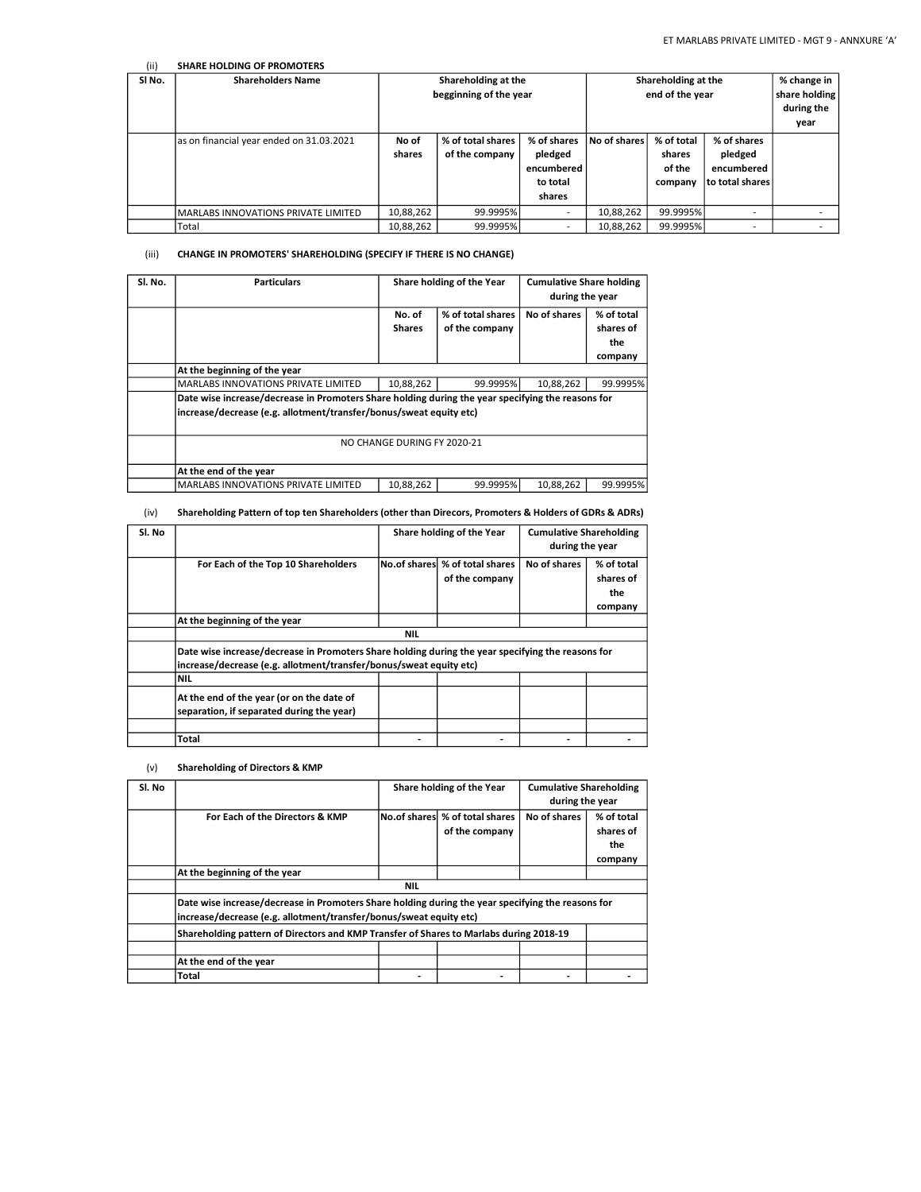(ii) **SHARE HOLDING OF PROMOTERS**

| Sl No. | Shareholders Name | Shareholding at the begginning of the year | | | Shareholding at the end of the year | | | % change in share holding during the year |
|---|---|---|---|---|---|---|---|---|
| | as on financial year ended on 31.03.2021 | No of shares | % of total shares of the company | % of shares pledged encumbered to total shares | No of shares | % of total shares of the company | % of shares pledged encumbered to total shares | |
| | MARLABS INNOVATIONS PRIVATE LIMITED | 10,88,262 | 99.9995% | - | 10,88,262 | 99.9995% | - | - |
| | Total | 10,88,262 | 99.9995% | - | 10,88,262 | 99.9995% | - | - |

(iii) **CHANGE IN PROMOTERS' SHAREHOLDING (SPECIFY IF THERE IS NO CHANGE)**

| Sl. No. | Particulars | Share holding of the Year | | Cumulative Share holding during the year | |
|---|---|---|---|---|---|
| | | No. of Shares | % of total shares of the company | No of shares | % of total shares of the company |
| | **At the beginning of the year** | | | | |
| | MARLABS INNOVATIONS PRIVATE LIMITED | 10,88,262 | 99.9995% | 10,88,262 | 99.9995% |
| | **Date wise increase/decrease in Promoters Share holding during the year specifying the reasons for increase/decrease (e.g. allotment/transfer/bonus/sweat equity etc)** | | | | |
| | NO CHANGE DURING FY 2020-21 | | | | |
| | **At the end of the year** | | | | |
| | MARLABS INNOVATIONS PRIVATE LIMITED | 10,88,262 | 99.9995% | 10,88,262 | 99.9995% |

(iv) **Shareholding Pattern of top ten Shareholders (other than Direcors, Promoters & Holders of GDRs & ADRs)**

| Sl. No | | Share holding of the Year | | Cumulative Shareholding during the year | |
|---|---|---|---|---|---|
| | **For Each of the Top 10 Shareholders** | **No.of shares** | **% of total shares of the company** | **No of shares** | **% of total shares of the company** |
| | **At the beginning of the year** | | | | |
| | | **NIL** | | | |
| | **Date wise increase/decrease in Promoters Share holding during the year specifying the reasons for increase/decrease (e.g. allotment/transfer/bonus/sweat equity etc)** | | | | |
| | **NIL** | | | | |
| | **At the end of the year (or on the date of separation, if separated during the year)** | | | | |
| | | | | | |
| | **Total** | - | - | - | - |

(v) **Shareholding of Directors & KMP**

| Sl. No | | Share holding of the Year | | Cumulative Shareholding during the year | |
|---|---|---|---|---|---|
| | **For Each of the Directors & KMP** | **No.of shares** | **% of total shares of the company** | **No of shares** | **% of total shares of the company** |
| | **At the beginning of the year** | | | | |
| | | **NIL** | | | |
| | **Date wise increase/decrease in Promoters Share holding during the year specifying the reasons for increase/decrease (e.g. allotment/transfer/bonus/sweat equity etc)** | | | | |
| | **Shareholding pattern of Directors and KMP Transfer of Shares to Marlabs during 2018-19** | | | | |
| | | | | | |
| | **At the end of the year** | | | | |
| | **Total** | - | - | - | - |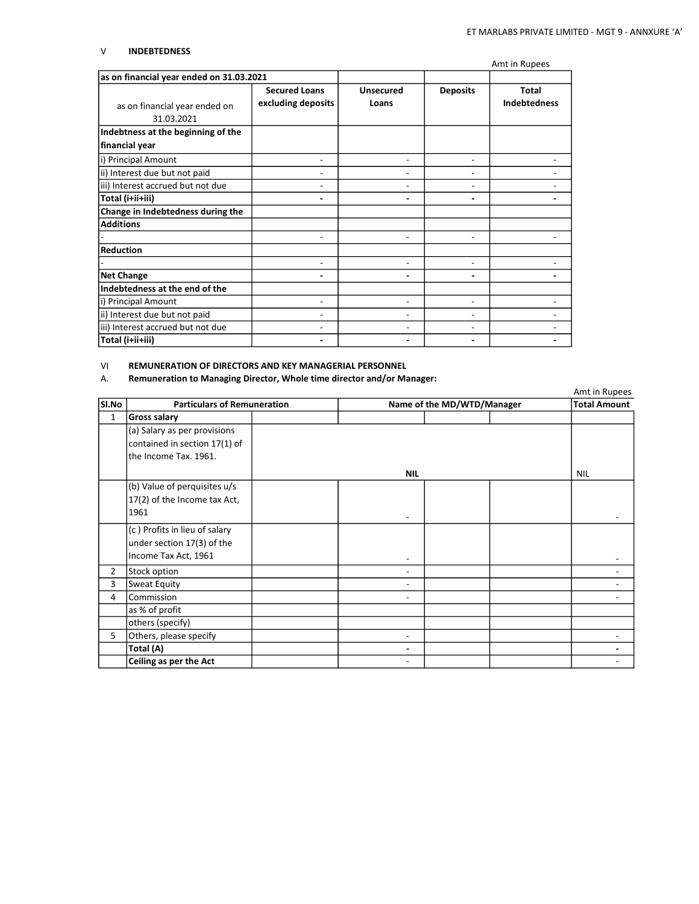## V INDEBTEDNESS

Amt in Rupees

| as on financial year ended on 31.03.2021 | Secured Loans excluding deposits | Unsecured Loans | Deposits | Total Indebtedness |
|---|---|---|---|---|
| **Indebtness at the beginning of the financial year** | | | | |
| i) Principal Amount | - | - | - | - |
| ii) Interest due but not paid | - | - | - | - |
| iii) Interest accrued but not due | - | - | - | - |
| **Total (i+ii+iii)** | **-** | **-** | **-** | **-** |
| **Change in Indebtedness during the** | | | | |
| **Additions** | | | | |
| - | - | - | - | - |
| **Reduction** | | | | |
| - | - | - | - | - |
| **Net Change** | **-** | **-** | **-** | **-** |
| **Indebtedness at the end of the** | | | | |
| i) Principal Amount | - | - | - | - |
| ii) Interest due but not paid | - | - | - | - |
| iii) Interest accrued but not due | - | - | - | - |
| **Total (i+ii+iii)** | **-** | **-** | **-** | **-** |

## VI REMUNERATION OF DIRECTORS AND KEY MANAGERIAL PERSONNEL

### A. Remuneration to Managing Director, Whole time director and/or Manager:

Amt in Rupees

| Sl.No | Particulars of Remuneration | | Name of the MD/WTD/Manager | | | Total Amount |
|---|---|---|---|---|---|---|
| 1 | **Gross salary** | | | | | |
| | (a) Salary as per provisions contained in section 17(1) of the Income Tax. 1961. | | **NIL** | | | NIL |
| | (b) Value of perquisites u/s 17(2) of the Income tax Act, 1961 | | - | | | - |
| | (c ) Profits in lieu of salary under section 17(3) of the Income Tax Act, 1961 | | - | | | - |
| 2 | Stock option | | - | | | - |
| 3 | Sweat Equity | | - | | | - |
| 4 | Commission | | - | | | - |
| | as % of profit | | | | | |
| | others (specify) | | | | | |
| 5 | Others, please specify | | - | | | - |
| | **Total (A)** | | **-** | | | **-** |
| | **Ceiling as per the Act** | | - | | | - |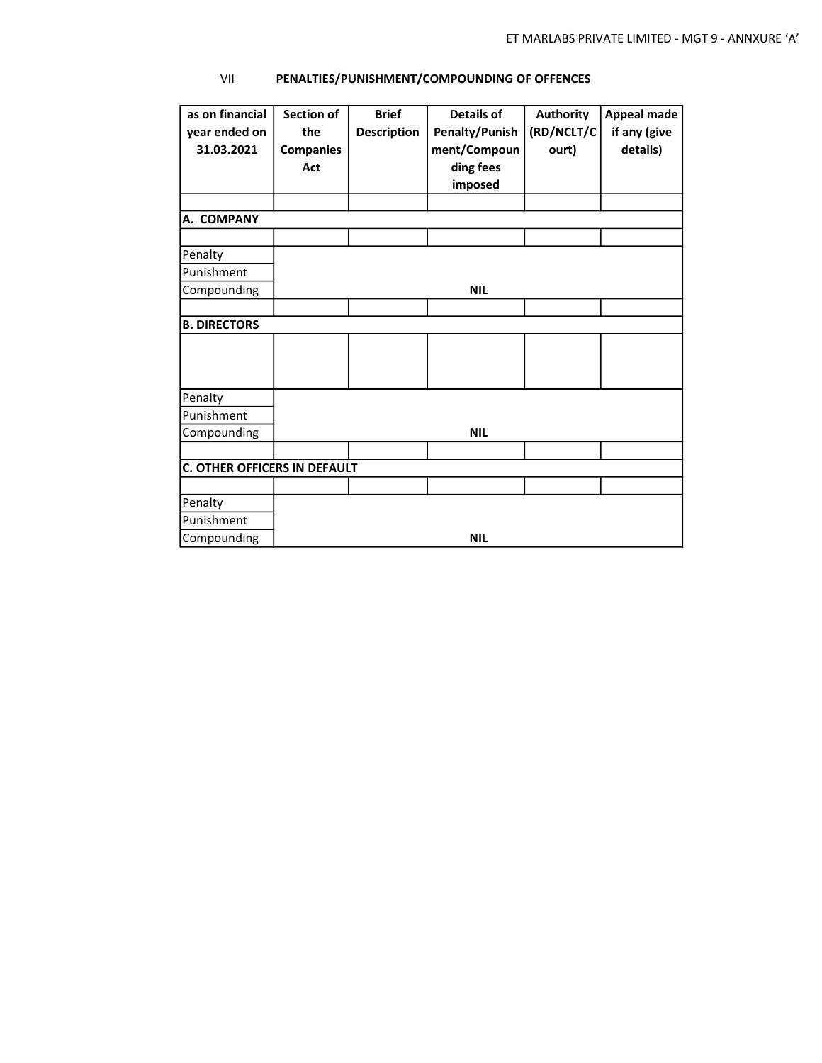## VII PENALTIES/PUNISHMENT/COMPOUNDING OF OFFENCES

| as on financial year ended on 31.03.2021 | Section of the Companies Act | Brief Description | Details of Penalty/Punishment/Compounding fees imposed | Authority (RD/NCLT/Court) | Appeal made if any (give details) |
|---|---|---|---|---|---|
| | | | | | |
| **A. COMPANY** | | | | | |
| | | | | | |
| Penalty | | | | | |
| Punishment | | | | | |
| Compounding | | | **NIL** | | |
| | | | | | |
| **B. DIRECTORS** | | | | | |
| | | | | | |
| Penalty | | | | | |
| Punishment | | | | | |
| Compounding | | | **NIL** | | |
| | | | | | |
| **C. OTHER OFFICERS IN DEFAULT** | | | | | |
| | | | | | |
| Penalty | | | | | |
| Punishment | | | | | |
| Compounding | | | **NIL** | | |